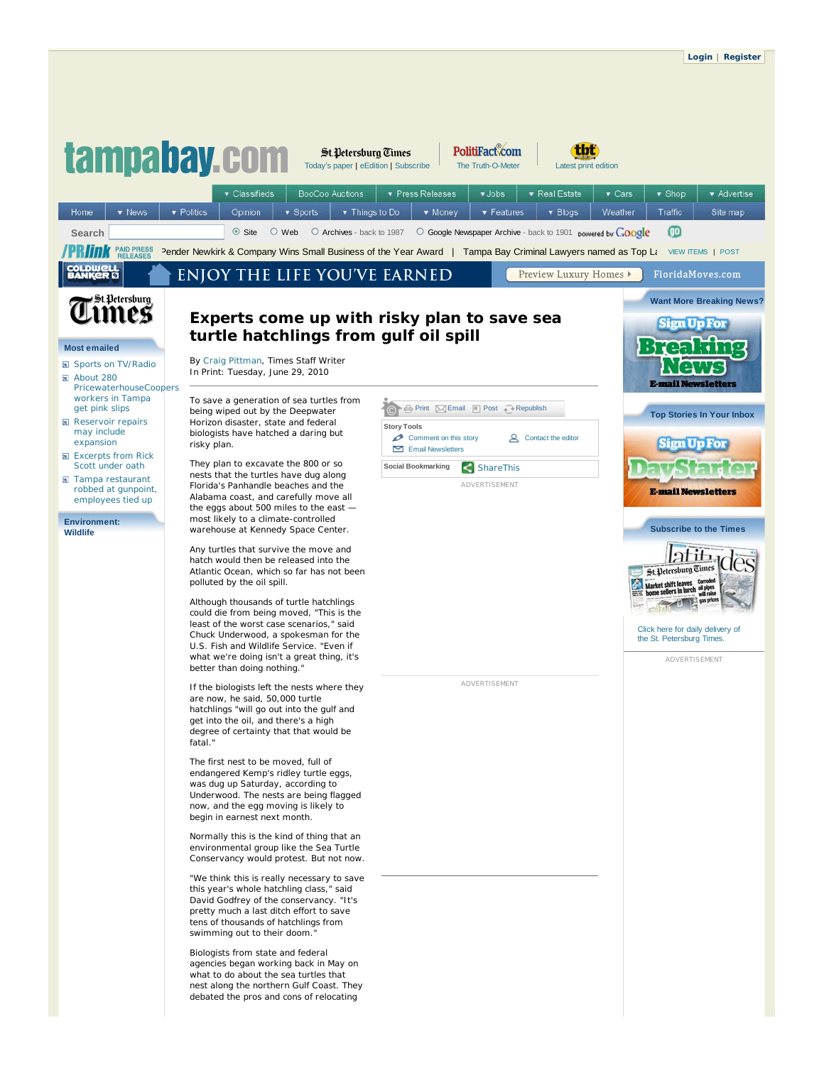# Experts come up with risky plan to save sea turtle hatchlings from gulf oil spill

By Craig Pittman, Times Staff Writer
In Print: Tuesday, June 29, 2010

To save a generation of sea turtles from being wiped out by the Deepwater Horizon disaster, state and federal biologists have hatched a daring but risky plan.

They plan to excavate the 800 or so nests that the turtles have dug along Florida's Panhandle beaches and the Alabama coast, and carefully move all the eggs about 500 miles to the east — most likely to a climate-controlled warehouse at Kennedy Space Center.

Any turtles that survive the move and hatch would then be released into the Atlantic Ocean, which so far has not been polluted by the oil spill.

Although thousands of turtle hatchlings could die from being moved, "This is the least of the worst case scenarios," said Chuck Underwood, a spokesman for the U.S. Fish and Wildlife Service. "Even if what we're doing isn't a great thing, it's better than doing nothing."

If the biologists left the nests where they are now, he said, 50,000 turtle hatchlings "will go out into the gulf and get into the oil, and there's a high degree of certainty that that would be fatal."

The first nest to be moved, full of endangered Kemp's ridley turtle eggs, was dug up Saturday, according to Underwood. The nests are being flagged now, and the egg moving is likely to begin in earnest next month.

Normally this is the kind of thing that an environmental group like the Sea Turtle Conservancy would protest. But not now.

"We think this is really necessary to save this year's whole hatchling class," said David Godfrey of the conservancy. "It's pretty much a last ditch effort to save tens of thousands of hatchlings from swimming out to their doom."

Biologists from state and federal agencies began working back in May on what to do about the sea turtles that nest along the northern Gulf Coast. They debated the pros and cons of relocating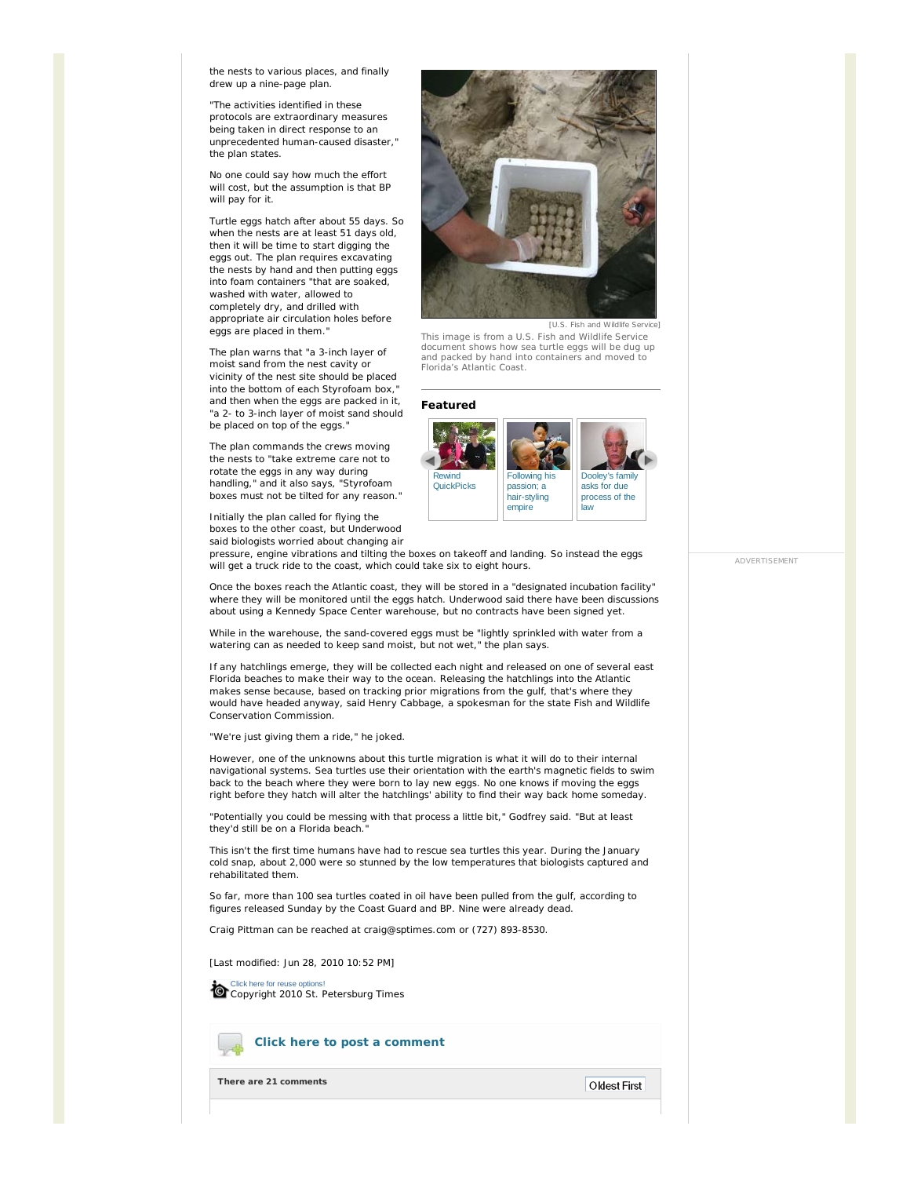the nests to various places, and finally drew up a nine-page plan.

"The activities identified in these protocols are extraordinary measures being taken in direct response to an unprecedented human-caused disaster," the plan states.

No one could say how much the effort will cost, but the assumption is that BP will pay for it.

Turtle eggs hatch after about 55 days. So when the nests are at least 51 days old, then it will be time to start digging the eggs out. The plan requires excavating the nests by hand and then putting eggs into foam containers "that are soaked, washed with water, allowed to completely dry, and drilled with appropriate air circulation holes before eggs are placed in them."

The plan warns that "a 3-inch layer of moist sand from the nest cavity or vicinity of the nest site should be placed into the bottom of each Styrofoam box," and then when the eggs are packed in it, "a 2- to 3-inch layer of moist sand should be placed on top of the eggs."

The plan commands the crews moving the nests to "take extreme care not to rotate the eggs in any way during handling," and it also says, "Styrofoam boxes must not be tilted for any reason."

[U.S. Fish and Wildlife Service]

This image is from a U.S. Fish and Wildlife Service document shows how sea turtle eggs will be dug up and packed by hand into containers and moved to Florida's Atlantic Coast.

Initially the plan called for flying the boxes to the other coast, but Underwood said biologists worried about changing air pressure, engine vibrations and tilting the boxes on takeoff and landing. So instead the eggs will get a truck ride to the coast, which could take six to eight hours.

Once the boxes reach the Atlantic coast, they will be stored in a "designated incubation facility" where they will be monitored until the eggs hatch. Underwood said there have been discussions about using a Kennedy Space Center warehouse, but no contracts have been signed yet.

While in the warehouse, the sand-covered eggs must be "lightly sprinkled with water from a watering can as needed to keep sand moist, but not wet," the plan says.

If any hatchlings emerge, they will be collected each night and released on one of several east Florida beaches to make their way to the ocean. Releasing the hatchlings into the Atlantic makes sense because, based on tracking prior migrations from the gulf, that's where they would have headed anyway, said Henry Cabbage, a spokesman for the state Fish and Wildlife Conservation Commission.

"We're just giving them a ride," he joked.

However, one of the unknowns about this turtle migration is what it will do to their internal navigational systems. Sea turtles use their orientation with the earth's magnetic fields to swim back to the beach where they were born to lay new eggs. No one knows if moving the eggs right before they hatch will alter the hatchlings' ability to find their way back home someday.

"Potentially you could be messing with that process a little bit," Godfrey said. "But at least they'd still be on a Florida beach."

This isn't the first time humans have had to rescue sea turtles this year. During the January cold snap, about 2,000 were so stunned by the low temperatures that biologists captured and rehabilitated them.

So far, more than 100 sea turtles coated in oil have been pulled from the gulf, according to figures released Sunday by the Coast Guard and BP. Nine were already dead.

Craig Pittman can be reached at craig@sptimes.com or (727) 893-8530.

[Last modified: Jun 28, 2010 10:52 PM]

Copyright 2010 St. Petersburg Times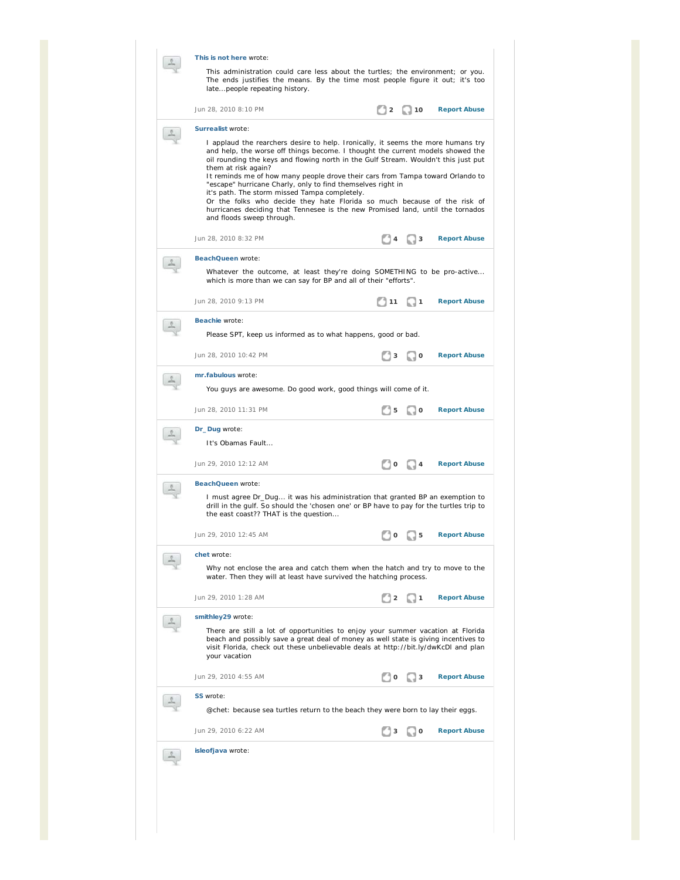**This is not here** wrote:

This administration could care less about the turtles; the environment; or you. The ends justifies the means. By the time most people figure it out; it's too late...people repeating history.

Jun 28, 2010 8:10 PM 2 10 Report Abuse

**Surrealist** wrote:

I applaud the rearchers desire to help. Ironically, it seems the more humans try and help, the worse off things become. I thought the current models showed the oil rounding the keys and flowing north in the Gulf Stream. Wouldn't this just put them at risk again?
It reminds me of how many people drove their cars from Tampa toward Orlando to "escape" hurricane Charly, only to find themselves right in
it's path. The storm missed Tampa completely.
Or the folks who decide they hate Florida so much because of the risk of hurricanes deciding that Tennesee is the new Promised land, until the tornados and floods sweep through.

Jun 28, 2010 8:32 PM 4 3 Report Abuse

**BeachQueen** wrote:

Whatever the outcome, at least they're doing SOMETHING to be pro-active... which is more than we can say for BP and all of their "efforts".

Jun 28, 2010 9:13 PM 11 1 Report Abuse

**Beachie** wrote:

Please SPT, keep us informed as to what happens, good or bad.

Jun 28, 2010 10:42 PM 3 0 Report Abuse

**mr.fabulous** wrote:

You guys are awesome. Do good work, good things will come of it.

Jun 28, 2010 11:31 PM 5 0 Report Abuse

**Dr_Dug** wrote:

It's Obamas Fault...

Jun 29, 2010 12:12 AM 0 4 Report Abuse

**BeachQueen** wrote:

I must agree Dr_Dug... it was his administration that granted BP an exemption to drill in the gulf. So should the 'chosen one' or BP have to pay for the turtles trip to the east coast?? THAT is the question...

Jun 29, 2010 12:45 AM 0 5 Report Abuse

**chet** wrote:

Why not enclose the area and catch them when the hatch and try to move to the water. Then they will at least have survived the hatching process.

Jun 29, 2010 1:28 AM 2 1 Report Abuse

**smithley29** wrote:

There are still a lot of opportunities to enjoy your summer vacation at Florida beach and possibly save a great deal of money as well state is giving incentives to visit Florida, check out these unbelievable deals at http://bit.ly/dwKcDl and plan your vacation

Jun 29, 2010 4:55 AM 0 3 Report Abuse

**SS** wrote:

@chet: because sea turtles return to the beach they were born to lay their eggs.

Jun 29, 2010 6:22 AM 3 0 Report Abuse

**isleofjava** wrote: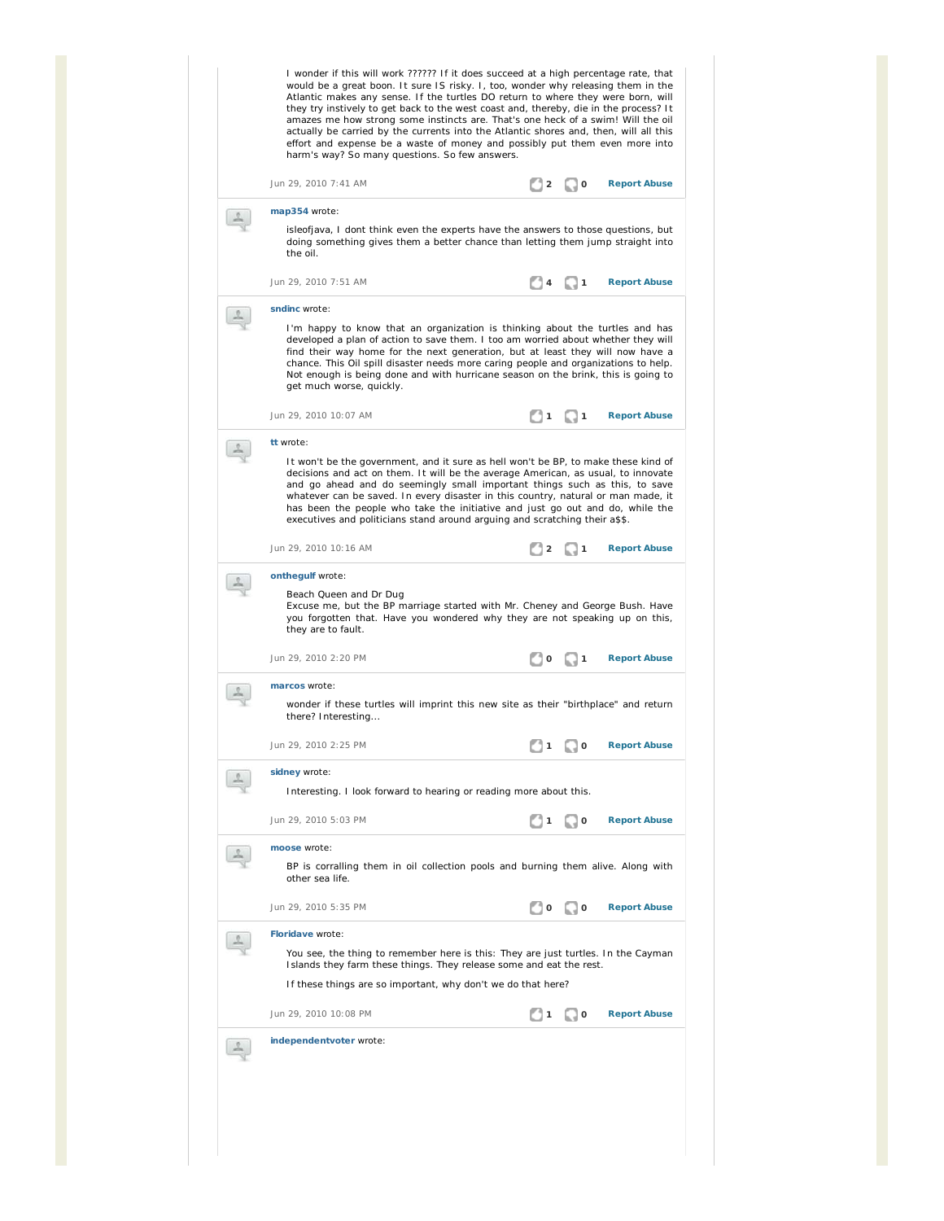I wonder if this will work ?????? If it does succeed at a high percentage rate, that would be a great boon. It sure IS risky. I, too, wonder why releasing them in the Atlantic makes any sense. If the turtles DO return to where they were born, will they try instively to get back to the west coast and, thereby, die in the process? It amazes me how strong some instincts are. That's one heck of a swim! Will the oil actually be carried by the currents into the Atlantic shores and, then, will all this effort and expense be a waste of money and possibly put them even more into harm's way? So many questions. So few answers.

Jun 29, 2010 7:41 AM 2 0 Report Abuse

---

**map354** wrote:

isleofjava, I dont think even the experts have the answers to those questions, but doing something gives them a better chance than letting them jump straight into the oil.

Jun 29, 2010 7:51 AM 4 1 Report Abuse

---

**sndinc** wrote:

I'm happy to know that an organization is thinking about the turtles and has developed a plan of action to save them. I too am worried about whether they will find their way home for the next generation, but at least they will now have a chance. This Oil spill disaster needs more caring people and organizations to help. Not enough is being done and with hurricane season on the brink, this is going to get much worse, quickly.

Jun 29, 2010 10:07 AM 1 1 Report Abuse

---

**tt** wrote:

It won't be the government, and it sure as hell won't be BP, to make these kind of decisions and act on them. It will be the average American, as usual, to innovate and go ahead and do seemingly small important things such as this, to save whatever can be saved. In every disaster in this country, natural or man made, it has been the people who take the initiative and just go out and do, while the executives and politicians stand around arguing and scratching their a$$.

Jun 29, 2010 10:16 AM 2 1 Report Abuse

---

**onthegulf** wrote:

Beach Queen and Dr Dug
Excuse me, but the BP marriage started with Mr. Cheney and George Bush. Have you forgotten that. Have you wondered why they are not speaking up on this, they are to fault.

Jun 29, 2010 2:20 PM 0 1 Report Abuse

---

**marcos** wrote:

wonder if these turtles will imprint this new site as their "birthplace" and return there? Interesting...

Jun 29, 2010 2:25 PM 1 0 Report Abuse

---

**sidney** wrote:

Interesting. I look forward to hearing or reading more about this.

Jun 29, 2010 5:03 PM 1 0 Report Abuse

---

**moose** wrote:

BP is corralling them in oil collection pools and burning them alive. Along with other sea life.

Jun 29, 2010 5:35 PM 0 0 Report Abuse

---

**Floridave** wrote:

You see, the thing to remember here is this: They are just turtles. In the Cayman Islands they farm these things. They release some and eat the rest.

If these things are so important, why don't we do that here?

Jun 29, 2010 10:08 PM 1 0 Report Abuse

---

**independentvoter** wrote: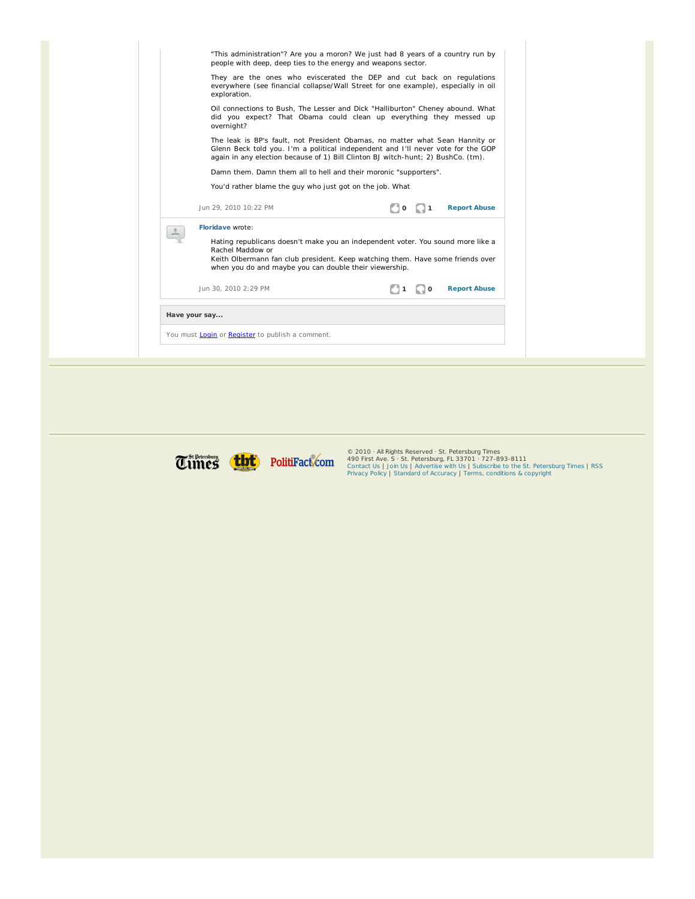"This administration"? Are you a moron? We just had 8 years of a country run by people with deep, deep ties to the energy and weapons sector.

They are the ones who eviscerated the DEP and cut back on regulations everywhere (see financial collapse/Wall Street for one example), especially in oil exploration.

Oil connections to Bush, The Lesser and Dick "Halliburton" Cheney abound. What did you expect? That Obama could clean up everything they messed up overnight?

The leak is BP's fault, not President Obamas, no matter what Sean Hannity or Glenn Beck told you. I'm a political independent and I'll never vote for the GOP again in any election because of 1) Bill Clinton BJ witch-hunt; 2) BushCo. (tm).

Damn them. Damn them all to hell and their moronic "supporters".

You'd rather blame the guy who just got on the job. What

Jun 29, 2010 10:22 PM    0    1    Report Abuse

**Floridave** wrote:

Hating republicans doesn't make you an independent voter. You sound more like a Rachel Maddow or
Keith Olbermann fan club president. Keep watching them. Have some friends over when you do and maybe you can double their viewership.

Jun 30, 2010 2:29 PM    1    0    Report Abuse

**Have your say...**

You must Login or Register to publish a comment.

© 2010 · All Rights Reserved · St. Petersburg Times
490 First Ave. S · St. Petersburg, FL 33701 · 727-893-8111
Contact Us | Join Us | Advertise with Us | Subscribe to the St. Petersburg Times | RSS
Privacy Policy | Standard of Accuracy | Terms, conditions & copyright